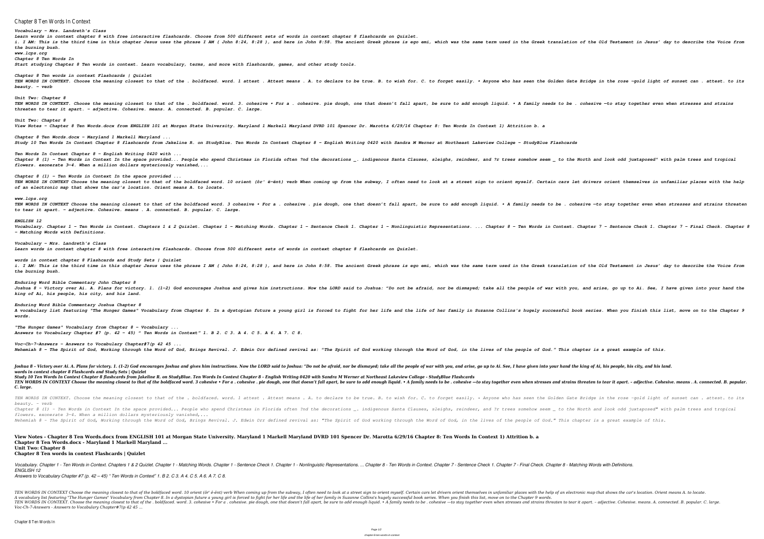# Chapter 8 Ten Words In Context

***Vocabulary - Mrs. Landreth's Class***

***Learn words in context chapter 8 with free interactive flashcards. Choose from 500 different sets of words in context chapter 8 flashcards on Quizlet.***

***i. I AM: This is the third time in this chapter Jesus uses the phrase I AM ( John 8:24, 8:28 ), and here in John 8:58. The ancient Greek phrase is ego emi, which was the same term used in the Greek translation of the Old Testament in Jesus' day to describe the Voice from the burning bush.***

***www.lcps.org***

***Chapter 8 Ten Words In***

***Start studying Chapter 8 Ten words in context. Learn vocabulary, terms, and more with flashcards, games, and other study tools.***

***Chapter 8 Ten words in context Flashcards | Quizlet***

***TEN WORDS IN CONTEXT. Choose the meaning closest to that of the . boldfaced. word. 1 attest . Attest means . A. to declare to be true. B. to wish for. C. to forget easily. • Anyone who has seen the Golden Gate Bridge in the rose -gold light of sunset can . attest. to its beauty. - verb***

***Unit Two: Chapter 8***

***TEN WORDS IN CONTEXT. Choose the meaning closest to that of the . boldfaced. word. 3. cohesive • For a . cohesive. pie dough, one that doesn't fall apart, be sure to add enough liquid. • A family needs to be . cohesive —to stay together even when stresses and strains threaten to tear it apart. - adjective. Cohesive. means. A. connected. B. popular. C. large.***

***Unit Two: Chapter 8***

***View Notes - Chapter 8 Ten Words.docx from ENGLISH 101 at Morgan State University. Maryland 1 Markell Maryland DVRD 101 Spencer Dr. Marotta 6/29/16 Chapter 8: Ten Words In Context 1) Attrition b. a***

***Chapter 8 Ten Words.docx - Maryland 1 Markell Maryland ...***

***Study 10 Ten Words In Context Chapter 8 flashcards from Jakeline R. on StudyBlue. Ten Words In Context Chapter 8 - English Writing 0420 with Sandra M Werner at Northeast Lakeview College - StudyBlue Flashcards***

***Ten Words In Context Chapter 8 - English Writing 0420 with ...***

***Chapter 8 (1) - Ten Words in Context In the space provided... People who spend Christmas in Florida often ?nd the decorations _. indigenous Santa Clauses, sleighs, reindeer, and ?r trees somehow seem _ to the North and look odd juxtaposed" with palm trees and tropical flowers. exonerate 3—4. When a million dollars mysteriously vanished,...***

***Chapter 8 (1) - Ten Words in Context In the space provided ...***

***TEN WORDS IN CONTEXT Choose the meaning closest to that of the boldfaced word. 10 orient (ôr' ē-ĕnt) verb When coming up from the subway, I often need to look at a street sign to orient myself. Certain cars let drivers orient themselves in unfamiliar places with the help of an electronic map that shows the car's location. Orient means A. to locate.***

***www.lcps.org***

***TEN WORDS IN CONTEXT Choose the meaning closest to that of the boldfaced word. 3 cohesive • For a . cohesive . pie dough, one that doesn't fall apart, be sure to add enough liquid. • A family needs to be . cohesive —to stay together even when stresses and strains threaten to tear it apart. - adjective. Cohesive. means . A. connected. B. popular. C. large.***

***ENGLISH 12***

***Vocabulary. Chapter 1 - Ten Words in Context. Chapters 1 & 2 Quizlet. Chapter 1 - Matching Words. Chapter 1 - Sentence Check 1. Chapter 1 - Nonlinguistic Representations. ... Chapter 8 - Ten Words in Context. Chapter 7 - Sentence Check 1. Chapter 7 - Final Check. Chapter 8 - Matching Words with Definitions.***

***Vocabulary - Mrs. Landreth's Class***

***Learn words in context chapter 8 with free interactive flashcards. Choose from 500 different sets of words in context chapter 8 flashcards on Quizlet.***

***words in context chapter 8 Flashcards and Study Sets | Quizlet***

***i. I AM: This is the third time in this chapter Jesus uses the phrase I AM ( John 8:24, 8:28 ), and here in John 8:58. The ancient Greek phrase is ego emi, which was the same term used in the Greek translation of the Old Testament in Jesus' day to describe the Voice from the burning bush.***

***Enduring Word Bible Commentary John Chapter 8***

***Joshua 8 - Victory over Ai. A. Plans for victory. 1. (1-2) God encourages Joshua and gives him instructions. Now the LORD said to Joshua: "Do not be afraid, nor be dismayed; take all the people of war with you, and arise, go up to Ai. See, I have given into your hand the king of Ai, his people, his city, and his land.***

***Enduring Word Bible Commentary Joshua Chapter 8***

***A vocabulary list featuring "The Hunger Games" Vocabulary from Chapter 8. In a dystopian future a young girl is forced to fight for her life and the life of her family in Suzanne Collins's hugely successful book series. When you finish this list, move on to the Chapter 9 words.***

***"The Hunger Games" Vocabulary from Chapter 8 - Vocabulary ...***

***Answers to Vocabulary Chapter #7 (p. 42 – 45) " Ten Words in Context" 1. B 2. C 3. A 4. C 5. A 6. A 7. C 8.***

***Voc-Ch-7-Answers - Answers to Vocabulary Chapter#7(p 42 45 ...***

***Nehemiah 8 - The Spirit of God, Working through the Word of God, Brings Revival. J. Edwin Orr defined revival as: "The Spirit of God working through the Word of God, in the lives of the people of God." This chapter is a great example of this.***

***Joshua 8 - Victory over Ai. A. Plans for victory. 1. (1-2) God encourages Joshua and gives him instructions. Now the LORD said to Joshua: "Do not be afraid, nor be dismayed; take all the people of war with you, and arise, go up to Ai. See, I have given into your hand the king of Ai, his people, his city, and his land.***
***words in context chapter 8 Flashcards and Study Sets | Quizlet***
***Study 10 Ten Words In Context Chapter 8 flashcards from Jakeline R. on StudyBlue. Ten Words In Context Chapter 8 - English Writing 0420 with Sandra M Werner at Northeast Lakeview College - StudyBlue Flashcards***
***TEN WORDS IN CONTEXT Choose the meaning closest to that of the boldfaced word. 3 cohesive • For a . cohesive . pie dough, one that doesn't fall apart, be sure to add enough liquid. • A family needs to be . cohesive —to stay together even when stresses and strains threaten to tear it apart. - adjective. Cohesive. means . A. connected. B. popular. C. large.***

*TEN WORDS IN CONTEXT. Choose the meaning closest to that of the . boldfaced. word. 1 attest . Attest means . A. to declare to be true. B. to wish for. C. to forget easily. • Anyone who has seen the Golden Gate Bridge in the rose -gold light of sunset can . attest. to its beauty. - verb*
*Chapter 8 (1) - Ten Words in Context In the space provided... People who spend Christmas in Florida often ?nd the decorations _. indigenous Santa Clauses, sleighs, reindeer, and ?r trees somehow seem _ to the North and look odd juxtaposed" with palm trees and tropical flowers. exonerate 3—4. When a million dollars mysteriously vanished,...*
*Nehemiah 8 - The Spirit of God, Working through the Word of God, Brings Revival. J. Edwin Orr defined revival as: "The Spirit of God working through the Word of God, in the lives of the people of God." This chapter is a great example of this.*

**View Notes - Chapter 8 Ten Words.docx from ENGLISH 101 at Morgan State University. Maryland 1 Markell Maryland DVRD 101 Spencer Dr. Marotta 6/29/16 Chapter 8: Ten Words In Context 1) Attrition b. a**
**Chapter 8 Ten Words.docx - Maryland 1 Markell Maryland ...**
**Unit Two: Chapter 8**
**Chapter 8 Ten words in context Flashcards | Quizlet**

*Vocabulary. Chapter 1 - Ten Words in Context. Chapters 1 & 2 Quizlet. Chapter 1 - Matching Words. Chapter 1 - Sentence Check 1. Chapter 1 - Nonlinguistic Representations. ... Chapter 8 - Ten Words in Context. Chapter 7 - Sentence Check 1. Chapter 7 - Final Check. Chapter 8 - Matching Words with Definitions.*
*ENGLISH 12*
*Answers to Vocabulary Chapter #7 (p. 42 – 45) " Ten Words in Context" 1. B 2. C 3. A 4. C 5. A 6. A 7. C 8.*

*TEN WORDS IN CONTEXT Choose the meaning closest to that of the boldfaced word. 10 orient (ôr' ē-ĕnt) verb When coming up from the subway, I often need to look at a street sign to orient myself. Certain cars let drivers orient themselves in unfamiliar places with the help of an electronic map that shows the car's location. Orient means A. to locate.*
*A vocabulary list featuring "The Hunger Games" Vocabulary from Chapter 8. In a dystopian future a young girl is forced to fight for her life and the life of her family in Suzanne Collins's hugely successful book series. When you finish this list, move on to the Chapter 9 words.*
*TEN WORDS IN CONTEXT. Choose the meaning closest to that of the . boldfaced. word. 3. cohesive • For a . cohesive. pie dough, one that doesn't fall apart, be sure to add enough liquid. • A family needs to be . cohesive —to stay together even when stresses and strains threaten to tear it apart. - adjective. Cohesive. means. A. connected. B. popular. C. large.*
*Voc-Ch-7-Answers - Answers to Vocabulary Chapter#7(p 42 45 ...*

Chapter 8 Ten Words In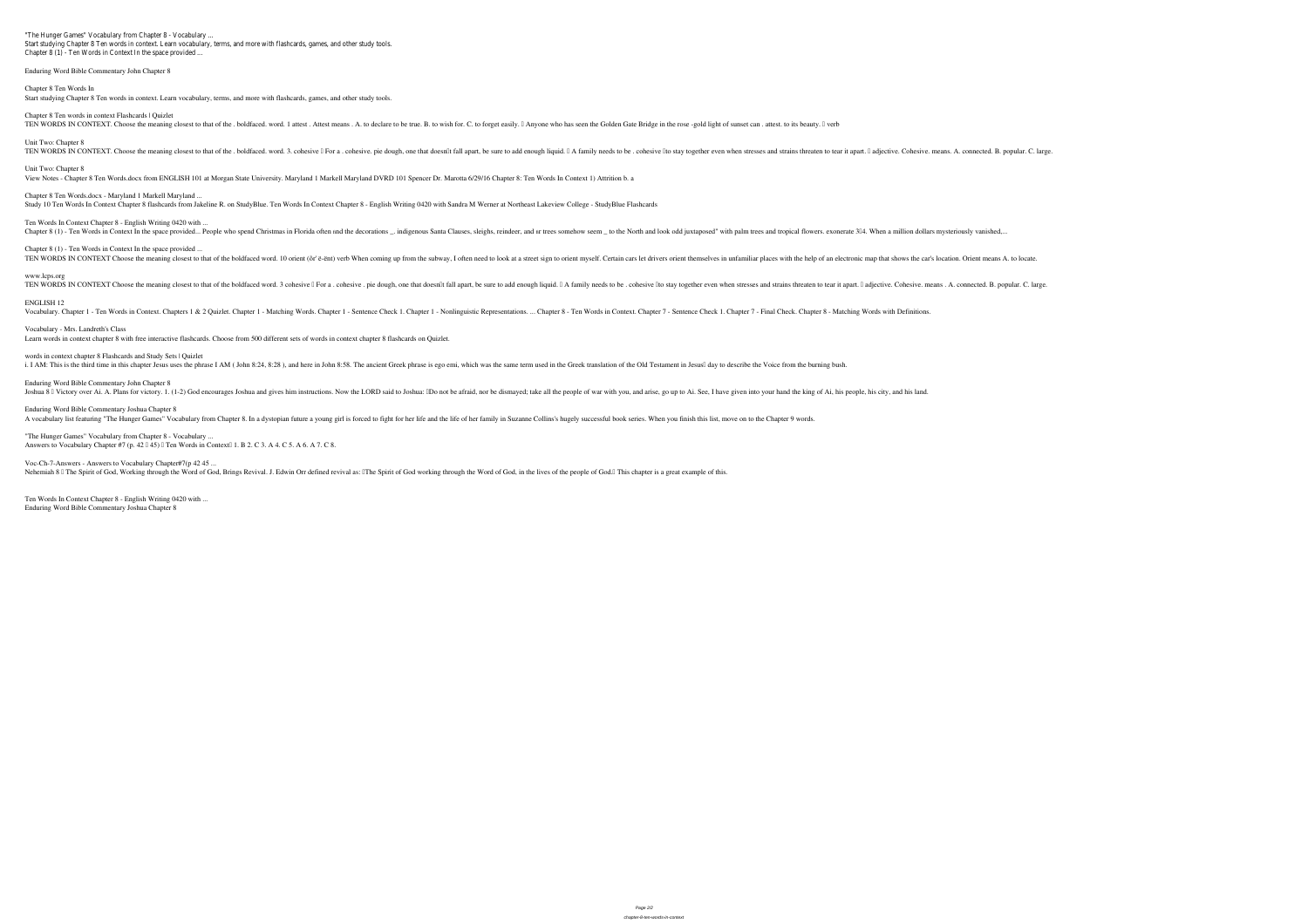"The Hunger Games" Vocabulary from Chapter 8 - Vocabulary ...
Start studying Chapter 8 Ten words in context. Learn vocabulary, terms, and more with flashcards, games, and other study tools.
Chapter 8 (1) - Ten Words in Context In the space provided ...

Enduring Word Bible Commentary John Chapter 8

**Chapter 8 Ten Words In**
Start studying Chapter 8 Ten words in context. Learn vocabulary, terms, and more with flashcards, games, and other study tools.

**Chapter 8 Ten words in context Flashcards | Quizlet**
TEN WORDS IN CONTEXT. Choose the meaning closest to that of the . boldfaced. word. 1 attest . Attest means . A. to declare to be true. B. to wish for. C. to forget easily. Anyone who has seen the Golden Gate Bridge in the rose -gold light of sunset can . attest. to its beauty. verb

**Unit Two: Chapter 8**
TEN WORDS IN CONTEXT. Choose the meaning closest to that of the . boldfaced. word. 3. cohesive For a . cohesive. pie dough, one that doesn't fall apart, be sure to add enough liquid. A family needs to be . cohesive to stay together even when stresses and strains threaten to tear it apart. adjective. Cohesive. means. A. connected. B. popular. C. large.

**Unit Two: Chapter 8**
View Notes - Chapter 8 Ten Words.docx from ENGLISH 101 at Morgan State University. Maryland 1 Markell Maryland DVRD 101 Spencer Dr. Marotta 6/29/16 Chapter 8: Ten Words In Context 1) Attrition b. a

**Chapter 8 Ten Words.docx - Maryland 1 Markell Maryland ...**
Study 10 Ten Words In Context Chapter 8 flashcards from Jakeline R. on StudyBlue. Ten Words In Context Chapter 8 - English Writing 0420 with Sandra M Werner at Northeast Lakeview College - StudyBlue Flashcards

**Ten Words In Context Chapter 8 - English Writing 0420 with ...**
Chapter 8 (1) - Ten Words in Context In the space provided... People who spend Christmas in Florida often tind the decorations _. indigenous Santa Clauses, sleighs, reindeer, and tr trees somehow seem _ to the North and look odd juxtaposed" with palm trees and tropical flowers. exonerate 3 4. When a million dollars mysteriously vanished,...

**Chapter 8 (1) - Ten Words in Context In the space provided ...**
TEN WORDS IN CONTEXT Choose the meaning closest to that of the boldfaced word. 10 orient (ôr' ē-ĕnt) verb When coming up from the subway, I often need to look at a street sign to orient myself. Certain cars let drivers orient themselves in unfamiliar places with the help of an electronic map that shows the car's location. Orient means A. to locate.

**www.lcps.org**
TEN WORDS IN CONTEXT Choose the meaning closest to that of the boldfaced word. 3 cohesive For a . cohesive . pie dough, one that doesn't fall apart, be sure to add enough liquid. A family needs to be . cohesive to stay together even when stresses and strains threaten to tear it apart. adjective. Cohesive. means . A. connected. B. popular. C. large.

**ENGLISH 12**
Vocabulary. Chapter 1 - Ten Words in Context. Chapters 1 & 2 Quizlet. Chapter 1 - Matching Words. Chapter 1 - Sentence Check 1. Chapter 1 - Nonlinguistic Representations. ... Chapter 8 - Ten Words in Context. Chapter 7 - Sentence Check 1. Chapter 7 - Final Check. Chapter 8 - Matching Words with Definitions.

**Vocabulary - Mrs. Landreth's Class**
Learn words in context chapter 8 with free interactive flashcards. Choose from 500 different sets of words in context chapter 8 flashcards on Quizlet.

**words in context chapter 8 Flashcards and Study Sets | Quizlet**
i. I AM: This is the third time in this chapter Jesus uses the phrase I AM ( John 8:24, 8:28 ), and here in John 8:58. The ancient Greek phrase is ego emi, which was the same term used in the Greek translation of the Old Testament in Jesus' day to describe the Voice from the burning bush.

**Enduring Word Bible Commentary John Chapter 8**
Joshua 8 Victory over Ai. A. Plans for victory. 1. (1-2) God encourages Joshua and gives him instructions. Now the LORD said to Joshua: "Do not be afraid, nor be dismayed; take all the people of war with you, and arise, go up to Ai. See, I have given into your hand the king of Ai, his people, his city, and his land.

**Enduring Word Bible Commentary Joshua Chapter 8**
A vocabulary list featuring "The Hunger Games" Vocabulary from Chapter 8. In a dystopian future a young girl is forced to fight for her life and the life of her family in Suzanne Collins's hugely successful book series. When you finish this list, move on to the Chapter 9 words.

**"The Hunger Games" Vocabulary from Chapter 8 - Vocabulary ...**
Answers to Vocabulary Chapter #7 (p. 42 45) Ten Words in Context 1. B 2. C 3. A 4. C 5. A 6. A 7. C 8.

**Voc-Ch-7-Answers - Answers to Vocabulary Chapter#7(p 42 45 ...**
Nehemiah 8 The Spirit of God, Working through the Word of God, Brings Revival. J. Edwin Orr defined revival as: "The Spirit of God working through the Word of God, in the lives of the people of God." This chapter is a great example of this.

Ten Words In Context Chapter 8 - English Writing 0420 with ...
Enduring Word Bible Commentary Joshua Chapter 8